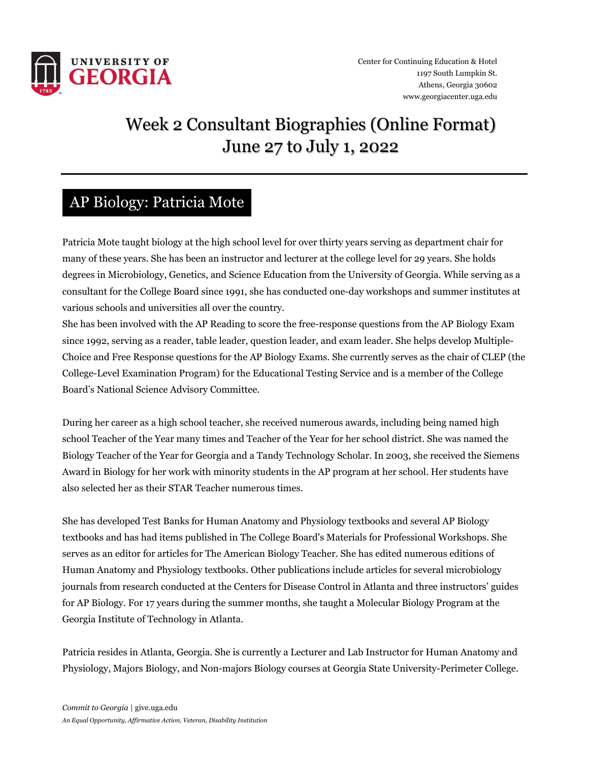UNIVERSITY OF GEORGIA

Center for Continuing Education & Hotel
1197 South Lumpkin St.
Athens, Georgia 30602
www.georgiacenter.uga.edu

# Week 2 Consultant Biographies (Online Format)
# June 27 to July 1, 2022

## AP Biology: Patricia Mote

Patricia Mote taught biology at the high school level for over thirty years serving as department chair for many of these years. She has been an instructor and lecturer at the college level for 29 years. She holds degrees in Microbiology, Genetics, and Science Education from the University of Georgia. While serving as a consultant for the College Board since 1991, she has conducted one-day workshops and summer institutes at various schools and universities all over the country.
She has been involved with the AP Reading to score the free-response questions from the AP Biology Exam since 1992, serving as a reader, table leader, question leader, and exam leader. She helps develop Multiple-Choice and Free Response questions for the AP Biology Exams. She currently serves as the chair of CLEP (the College-Level Examination Program) for the Educational Testing Service and is a member of the College Board's National Science Advisory Committee.

During her career as a high school teacher, she received numerous awards, including being named high school Teacher of the Year many times and Teacher of the Year for her school district. She was named the Biology Teacher of the Year for Georgia and a Tandy Technology Scholar. In 2003, she received the Siemens Award in Biology for her work with minority students in the AP program at her school. Her students have also selected her as their STAR Teacher numerous times.

She has developed Test Banks for Human Anatomy and Physiology textbooks and several AP Biology textbooks and has had items published in The College Board's Materials for Professional Workshops. She serves as an editor for articles for The American Biology Teacher. She has edited numerous editions of Human Anatomy and Physiology textbooks. Other publications include articles for several microbiology journals from research conducted at the Centers for Disease Control in Atlanta and three instructors' guides for AP Biology. For 17 years during the summer months, she taught a Molecular Biology Program at the Georgia Institute of Technology in Atlanta.

Patricia resides in Atlanta, Georgia. She is currently a Lecturer and Lab Instructor for Human Anatomy and Physiology, Majors Biology, and Non-majors Biology courses at Georgia State University-Perimeter College.

*Commit to Georgia* | give.uga.edu

*An Equal Opportunity, Affirmative Action, Veteran, Disability Institution*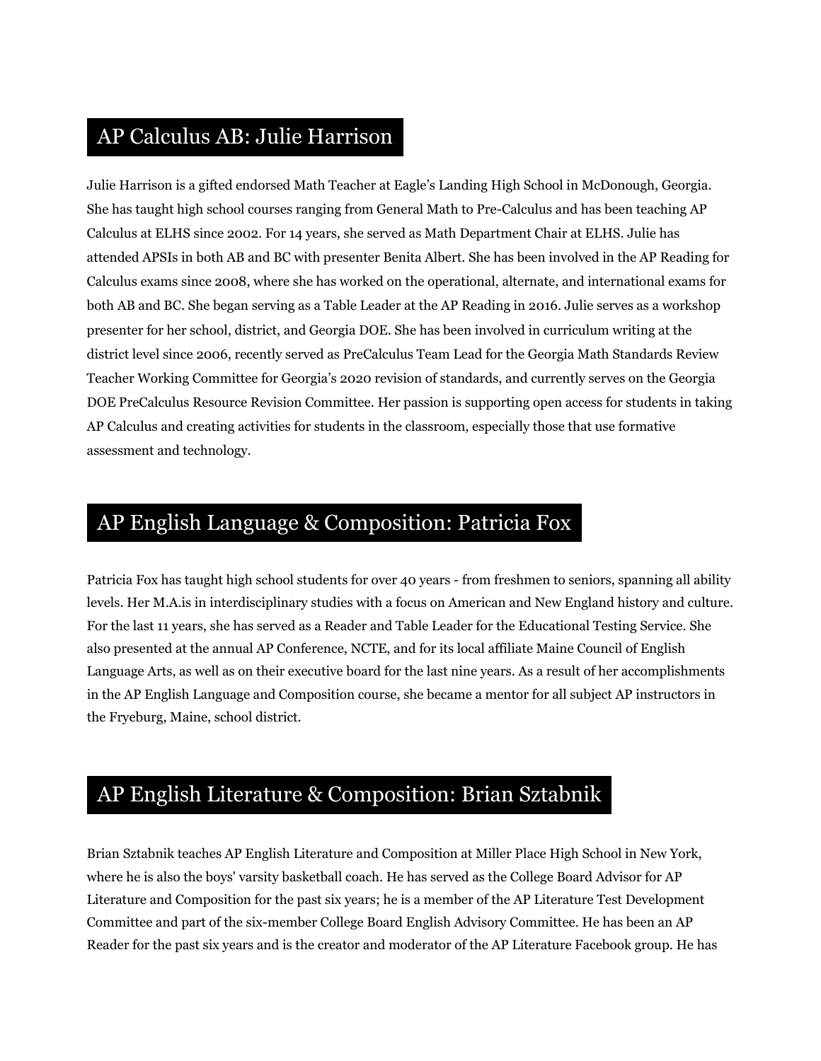## AP Calculus AB: Julie Harrison

Julie Harrison is a gifted endorsed Math Teacher at Eagle's Landing High School in McDonough, Georgia. She has taught high school courses ranging from General Math to Pre-Calculus and has been teaching AP Calculus at ELHS since 2002. For 14 years, she served as Math Department Chair at ELHS. Julie has attended APSIs in both AB and BC with presenter Benita Albert. She has been involved in the AP Reading for Calculus exams since 2008, where she has worked on the operational, alternate, and international exams for both AB and BC. She began serving as a Table Leader at the AP Reading in 2016. Julie serves as a workshop presenter for her school, district, and Georgia DOE. She has been involved in curriculum writing at the district level since 2006, recently served as PreCalculus Team Lead for the Georgia Math Standards Review Teacher Working Committee for Georgia's 2020 revision of standards, and currently serves on the Georgia DOE PreCalculus Resource Revision Committee. Her passion is supporting open access for students in taking AP Calculus and creating activities for students in the classroom, especially those that use formative assessment and technology.

## AP English Language & Composition: Patricia Fox

Patricia Fox has taught high school students for over 40 years - from freshmen to seniors, spanning all ability levels. Her M.A.is in interdisciplinary studies with a focus on American and New England history and culture. For the last 11 years, she has served as a Reader and Table Leader for the Educational Testing Service. She also presented at the annual AP Conference, NCTE, and for its local affiliate Maine Council of English Language Arts, as well as on their executive board for the last nine years. As a result of her accomplishments in the AP English Language and Composition course, she became a mentor for all subject AP instructors in the Fryeburg, Maine, school district.

## AP English Literature & Composition: Brian Sztabnik

Brian Sztabnik teaches AP English Literature and Composition at Miller Place High School in New York, where he is also the boys' varsity basketball coach. He has served as the College Board Advisor for AP Literature and Composition for the past six years; he is a member of the AP Literature Test Development Committee and part of the six-member College Board English Advisory Committee. He has been an AP Reader for the past six years and is the creator and moderator of the AP Literature Facebook group. He has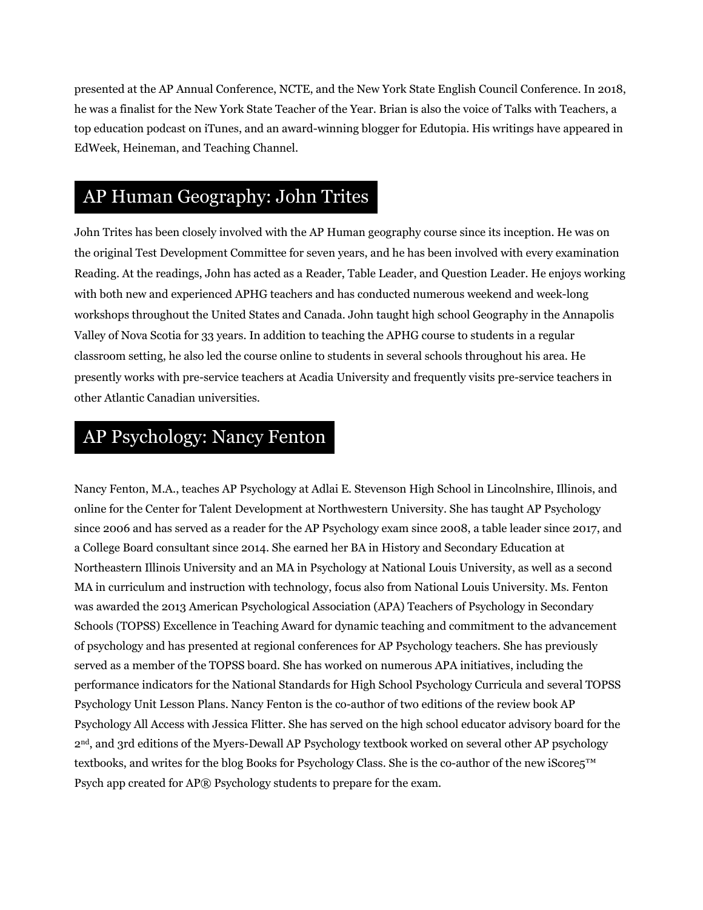presented at the AP Annual Conference, NCTE, and the New York State English Council Conference. In 2018, he was a finalist for the New York State Teacher of the Year. Brian is also the voice of Talks with Teachers, a top education podcast on iTunes, and an award-winning blogger for Edutopia. His writings have appeared in EdWeek, Heineman, and Teaching Channel.

## AP Human Geography: John Trites

John Trites has been closely involved with the AP Human geography course since its inception. He was on the original Test Development Committee for seven years, and he has been involved with every examination Reading. At the readings, John has acted as a Reader, Table Leader, and Question Leader. He enjoys working with both new and experienced APHG teachers and has conducted numerous weekend and week-long workshops throughout the United States and Canada. John taught high school Geography in the Annapolis Valley of Nova Scotia for 33 years. In addition to teaching the APHG course to students in a regular classroom setting, he also led the course online to students in several schools throughout his area. He presently works with pre-service teachers at Acadia University and frequently visits pre-service teachers in other Atlantic Canadian universities.

## AP Psychology: Nancy Fenton

Nancy Fenton, M.A., teaches AP Psychology at Adlai E. Stevenson High School in Lincolnshire, Illinois, and online for the Center for Talent Development at Northwestern University. She has taught AP Psychology since 2006 and has served as a reader for the AP Psychology exam since 2008, a table leader since 2017, and a College Board consultant since 2014. She earned her BA in History and Secondary Education at Northeastern Illinois University and an MA in Psychology at National Louis University, as well as a second MA in curriculum and instruction with technology, focus also from National Louis University. Ms. Fenton was awarded the 2013 American Psychological Association (APA) Teachers of Psychology in Secondary Schools (TOPSS) Excellence in Teaching Award for dynamic teaching and commitment to the advancement of psychology and has presented at regional conferences for AP Psychology teachers. She has previously served as a member of the TOPSS board. She has worked on numerous APA initiatives, including the performance indicators for the National Standards for High School Psychology Curricula and several TOPSS Psychology Unit Lesson Plans. Nancy Fenton is the co-author of two editions of the review book AP Psychology All Access with Jessica Flitter. She has served on the high school educator advisory board for the 2nd, and 3rd editions of the Myers-Dewall AP Psychology textbook worked on several other AP psychology textbooks, and writes for the blog Books for Psychology Class. She is the co-author of the new iScore5™ Psych app created for AP® Psychology students to prepare for the exam.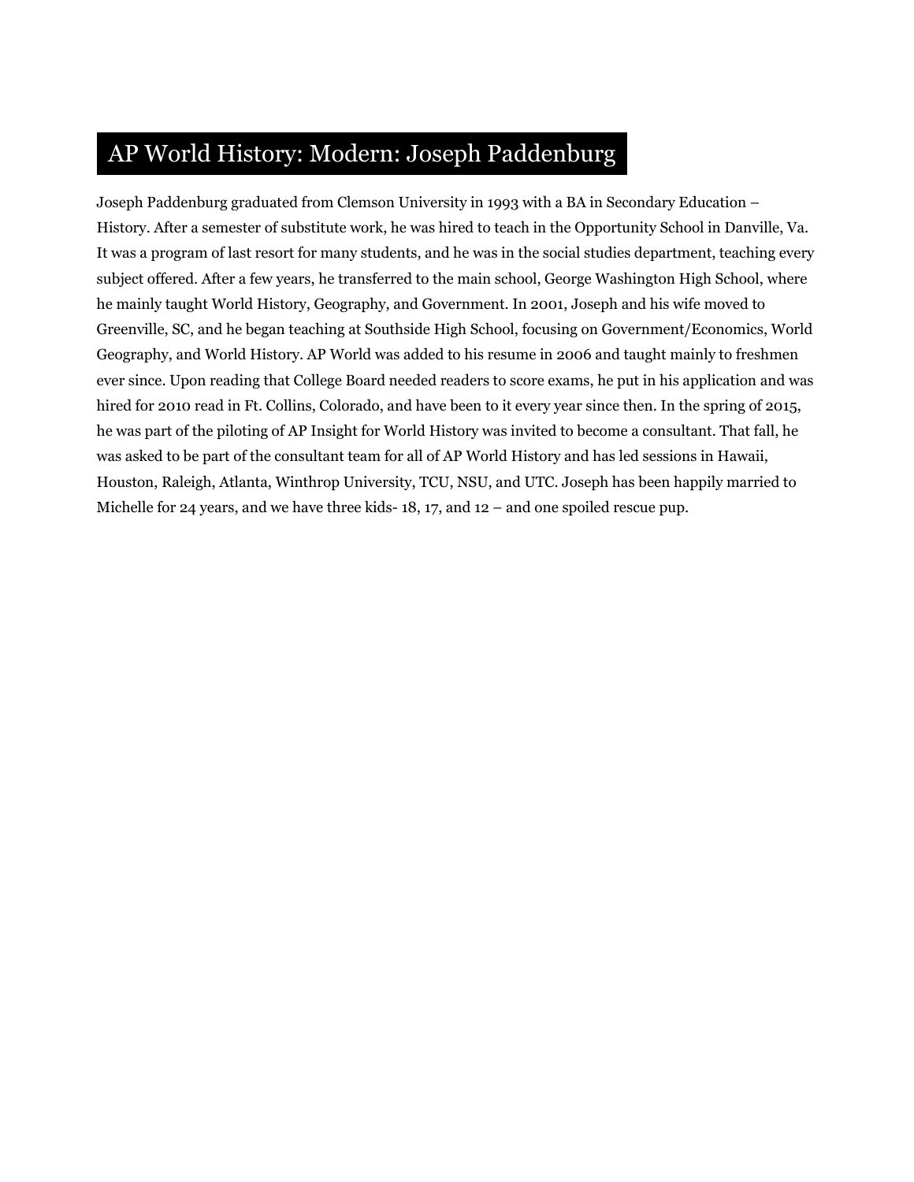## AP World History: Modern: Joseph Paddenburg

Joseph Paddenburg graduated from Clemson University in 1993 with a BA in Secondary Education – History. After a semester of substitute work, he was hired to teach in the Opportunity School in Danville, Va. It was a program of last resort for many students, and he was in the social studies department, teaching every subject offered. After a few years, he transferred to the main school, George Washington High School, where he mainly taught World History, Geography, and Government. In 2001, Joseph and his wife moved to Greenville, SC, and he began teaching at Southside High School, focusing on Government/Economics, World Geography, and World History. AP World was added to his resume in 2006 and taught mainly to freshmen ever since. Upon reading that College Board needed readers to score exams, he put in his application and was hired for 2010 read in Ft. Collins, Colorado, and have been to it every year since then. In the spring of 2015, he was part of the piloting of AP Insight for World History was invited to become a consultant. That fall, he was asked to be part of the consultant team for all of AP World History and has led sessions in Hawaii, Houston, Raleigh, Atlanta, Winthrop University, TCU, NSU, and UTC. Joseph has been happily married to Michelle for 24 years, and we have three kids- 18, 17, and 12 – and one spoiled rescue pup.